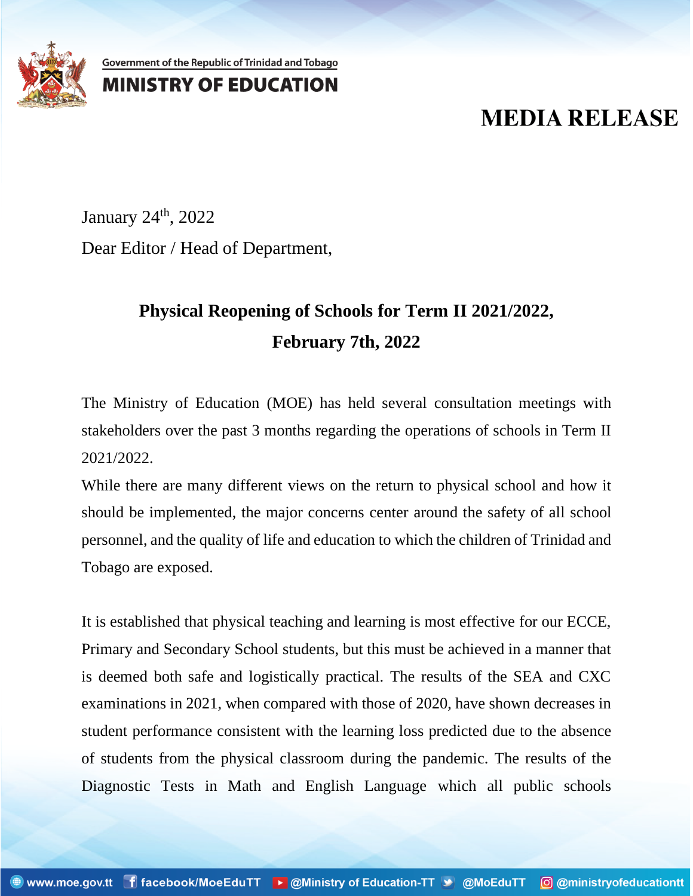Government of the Republic of Trinidad and Tobago

**MINISTRY OF EDUCATION**

# MEDIA RELEASE

January 24th, 2022

Dear Editor / Head of Department,

## Physical Reopening of Schools for Term II 2021/2022, February 7th, 2022

The Ministry of Education (MOE) has held several consultation meetings with stakeholders over the past 3 months regarding the operations of schools in Term II 2021/2022.

While there are many different views on the return to physical school and how it should be implemented, the major concerns center around the safety of all school personnel, and the quality of life and education to which the children of Trinidad and Tobago are exposed.

It is established that physical teaching and learning is most effective for our ECCE, Primary and Secondary School students, but this must be achieved in a manner that is deemed both safe and logistically practical. The results of the SEA and CXC examinations in 2021, when compared with those of 2020, have shown decreases in student performance consistent with the learning loss predicted due to the absence of students from the physical classroom during the pandemic. The results of the Diagnostic Tests in Math and English Language which all public schools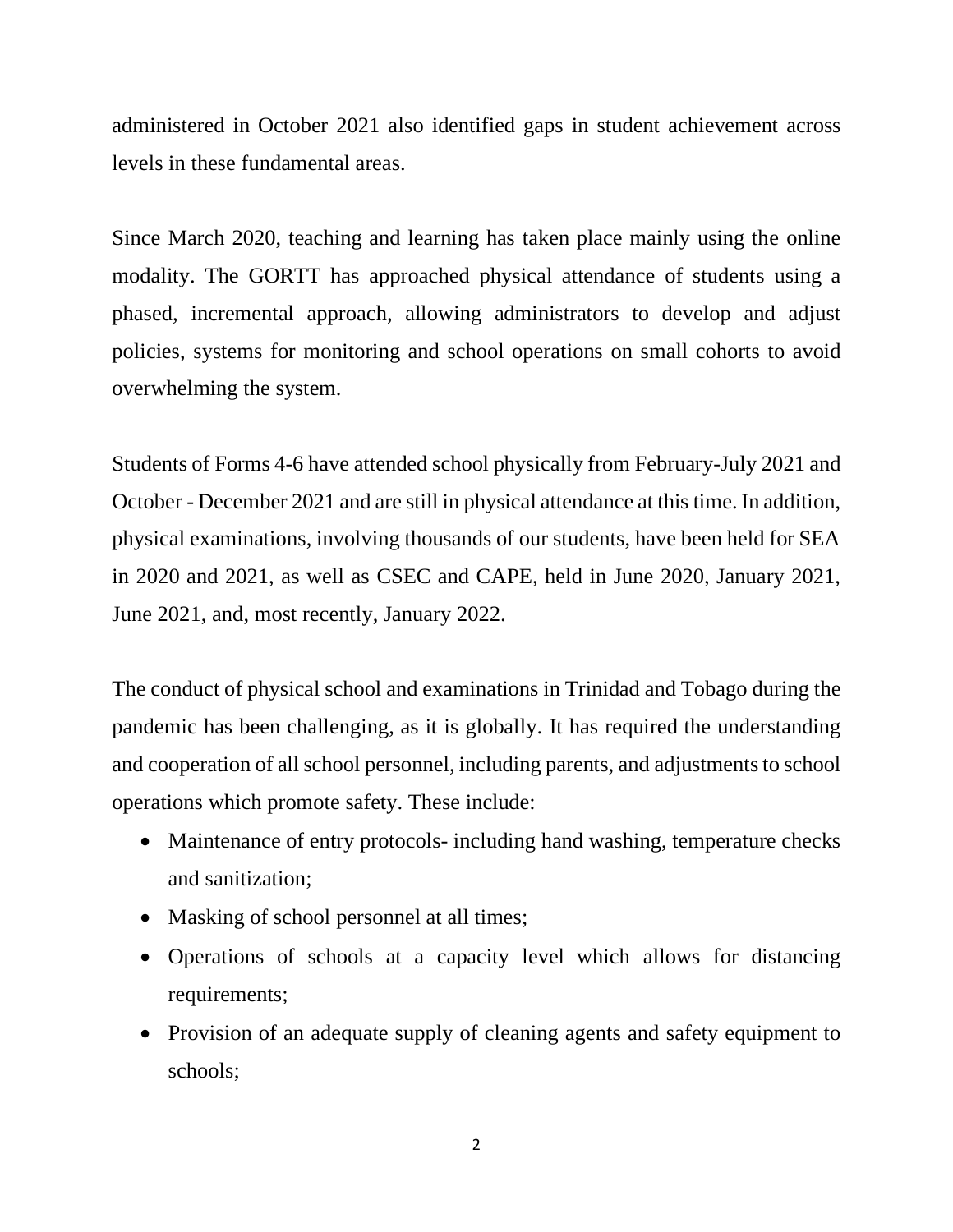administered in October 2021 also identified gaps in student achievement across levels in these fundamental areas.

Since March 2020, teaching and learning has taken place mainly using the online modality. The GORTT has approached physical attendance of students using a phased, incremental approach, allowing administrators to develop and adjust policies, systems for monitoring and school operations on small cohorts to avoid overwhelming the system.

Students of Forms 4-6 have attended school physically from February-July 2021 and October - December 2021 and are still in physical attendance at this time. In addition, physical examinations, involving thousands of our students, have been held for SEA in 2020 and 2021, as well as CSEC and CAPE, held in June 2020, January 2021, June 2021, and, most recently, January 2022.

The conduct of physical school and examinations in Trinidad and Tobago during the pandemic has been challenging, as it is globally. It has required the understanding and cooperation of all school personnel, including parents, and adjustments to school operations which promote safety. These include:

- Maintenance of entry protocols- including hand washing, temperature checks and sanitization;
- Masking of school personnel at all times;
- Operations of schools at a capacity level which allows for distancing requirements;
- Provision of an adequate supply of cleaning agents and safety equipment to schools;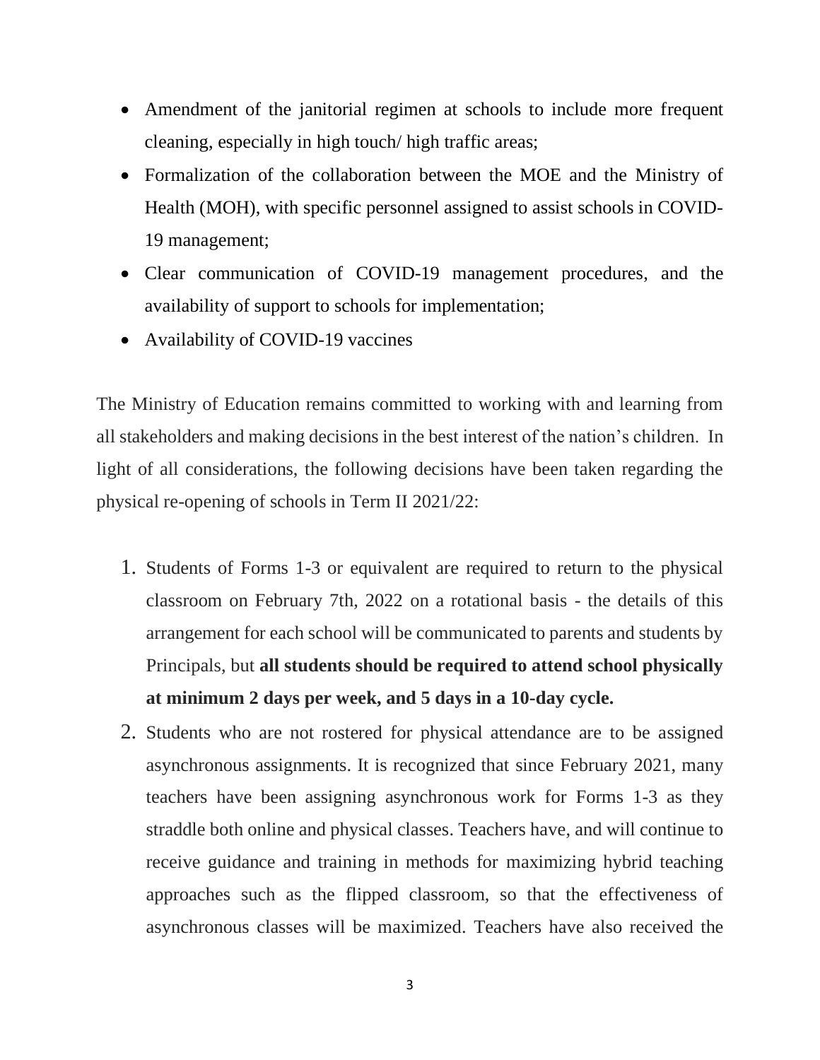- Amendment of the janitorial regimen at schools to include more frequent cleaning, especially in high touch/ high traffic areas;
- Formalization of the collaboration between the MOE and the Ministry of Health (MOH), with specific personnel assigned to assist schools in COVID-19 management;
- Clear communication of COVID-19 management procedures, and the availability of support to schools for implementation;
- Availability of COVID-19 vaccines

The Ministry of Education remains committed to working with and learning from all stakeholders and making decisions in the best interest of the nation's children. In light of all considerations, the following decisions have been taken regarding the physical re-opening of schools in Term II 2021/22:

1. Students of Forms 1-3 or equivalent are required to return to the physical classroom on February 7th, 2022 on a rotational basis - the details of this arrangement for each school will be communicated to parents and students by Principals, but **all students should be required to attend school physically at minimum 2 days per week, and 5 days in a 10-day cycle.**
2. Students who are not rostered for physical attendance are to be assigned asynchronous assignments. It is recognized that since February 2021, many teachers have been assigning asynchronous work for Forms 1-3 as they straddle both online and physical classes. Teachers have, and will continue to receive guidance and training in methods for maximizing hybrid teaching approaches such as the flipped classroom, so that the effectiveness of asynchronous classes will be maximized. Teachers have also received the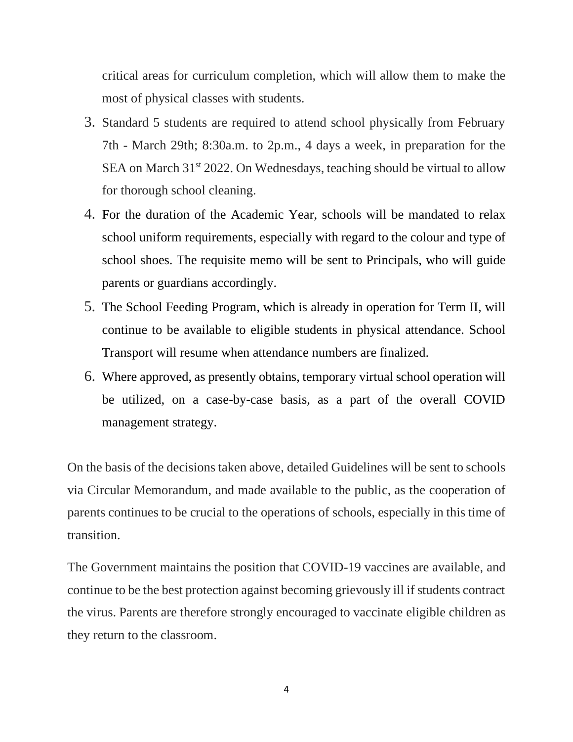critical areas for curriculum completion, which will allow them to make the most of physical classes with students.

3. Standard 5 students are required to attend school physically from February 7th - March 29th; 8:30a.m. to 2p.m., 4 days a week, in preparation for the SEA on March 31st 2022. On Wednesdays, teaching should be virtual to allow for thorough school cleaning.
4. For the duration of the Academic Year, schools will be mandated to relax school uniform requirements, especially with regard to the colour and type of school shoes. The requisite memo will be sent to Principals, who will guide parents or guardians accordingly.
5. The School Feeding Program, which is already in operation for Term II, will continue to be available to eligible students in physical attendance. School Transport will resume when attendance numbers are finalized.
6. Where approved, as presently obtains, temporary virtual school operation will be utilized, on a case-by-case basis, as a part of the overall COVID management strategy.

On the basis of the decisions taken above, detailed Guidelines will be sent to schools via Circular Memorandum, and made available to the public, as the cooperation of parents continues to be crucial to the operations of schools, especially in this time of transition.

The Government maintains the position that COVID-19 vaccines are available, and continue to be the best protection against becoming grievously ill if students contract the virus. Parents are therefore strongly encouraged to vaccinate eligible children as they return to the classroom.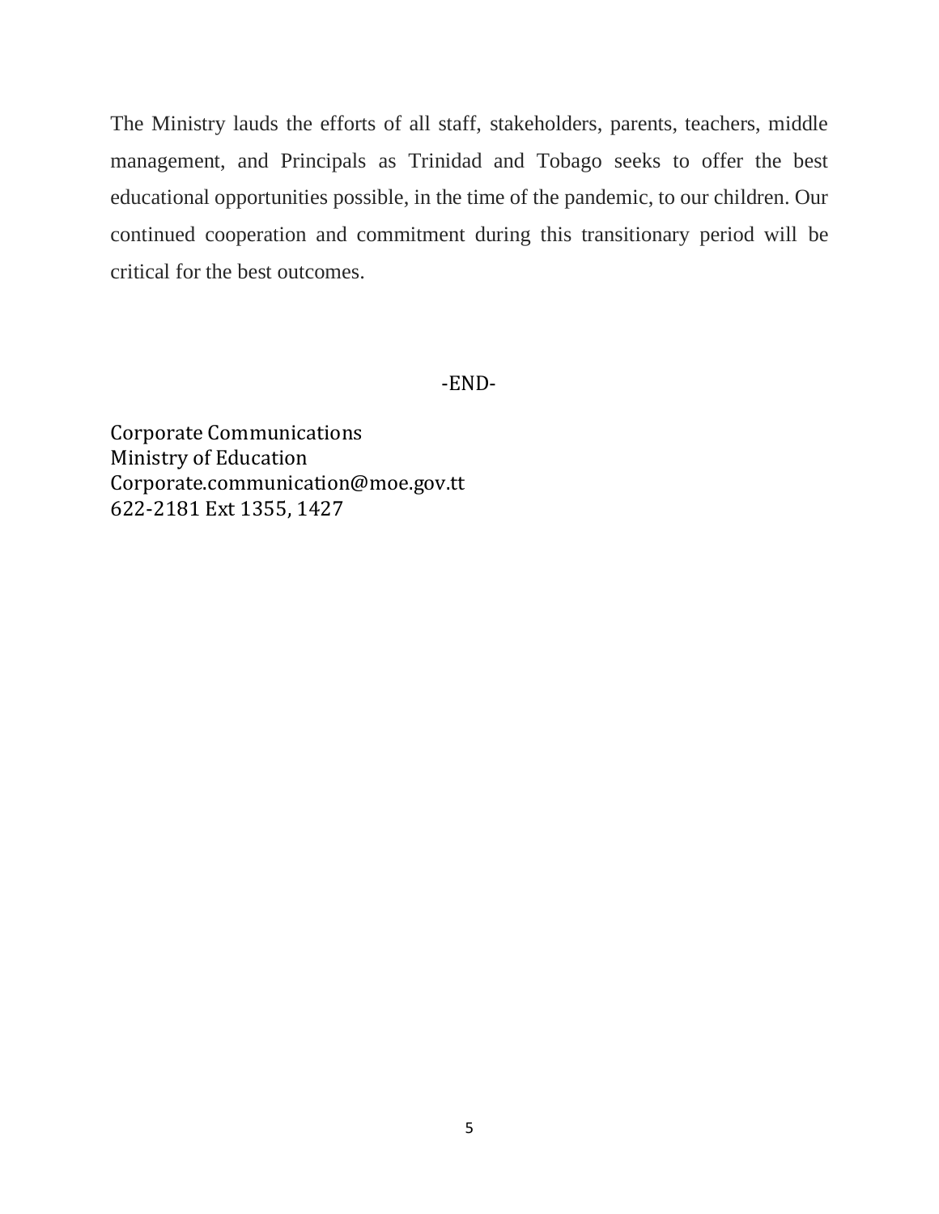The Ministry lauds the efforts of all staff, stakeholders, parents, teachers, middle management, and Principals as Trinidad and Tobago seeks to offer the best educational opportunities possible, in the time of the pandemic, to our children. Our continued cooperation and commitment during this transitionary period will be critical for the best outcomes.

-END-

Corporate Communications
Ministry of Education
Corporate.communication@moe.gov.tt
622-2181 Ext 1355, 1427